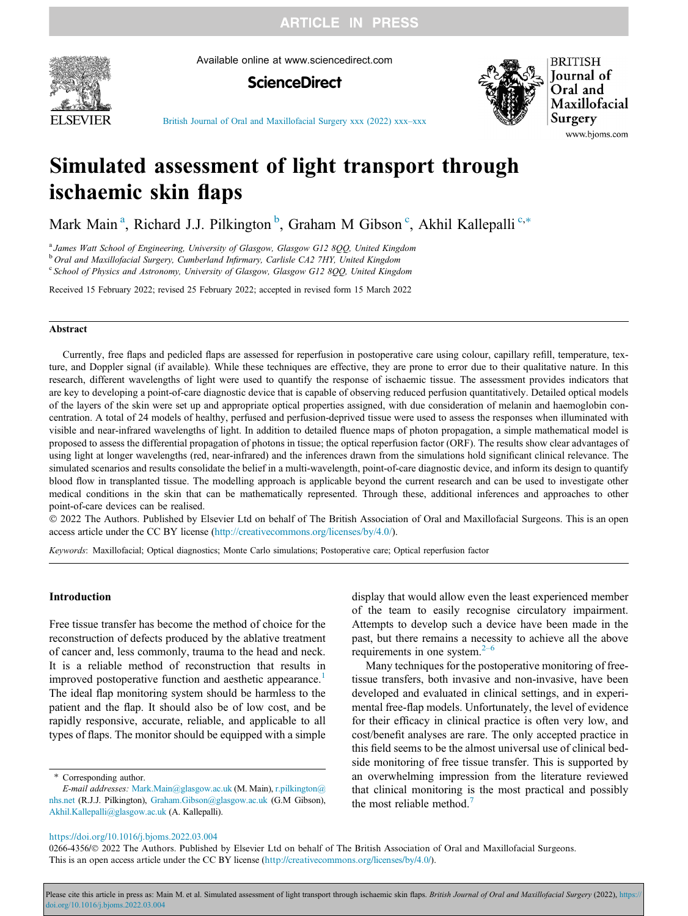# Simulated assessment of light transport through ischaemic skin flaps

Mark Main [a], Richard J.J. Pilkington [b], Graham M Gibson [c], Akhil Kallepalli [c,*]

[a] James Watt School of Engineering, University of Glasgow, Glasgow G12 8QQ, United Kingdom
[b] Oral and Maxillofacial Surgery, Cumberland Infirmary, Carlisle CA2 7HY, United Kingdom
[c] School of Physics and Astronomy, University of Glasgow, Glasgow G12 8QQ, United Kingdom

Received 15 February 2022; revised 25 February 2022; accepted in revised form 15 March 2022

## Abstract

Currently, free flaps and pedicled flaps are assessed for reperfusion in postoperative care using colour, capillary refill, temperature, texture, and Doppler signal (if available). While these techniques are effective, they are prone to error due to their qualitative nature. In this research, different wavelengths of light were used to quantify the response of ischaemic tissue. The assessment provides indicators that are key to developing a point-of-care diagnostic device that is capable of observing reduced perfusion quantitatively. Detailed optical models of the layers of the skin were set up and appropriate optical properties assigned, with due consideration of melanin and haemoglobin concentration. A total of 24 models of healthy, perfused and perfusion-deprived tissue were used to assess the responses when illuminated with visible and near-infrared wavelengths of light. In addition to detailed fluence maps of photon propagation, a simple mathematical model is proposed to assess the differential propagation of photons in tissue; the optical reperfusion factor (ORF). The results show clear advantages of using light at longer wavelengths (red, near-infrared) and the inferences drawn from the simulations hold significant clinical relevance. The simulated scenarios and results consolidate the belief in a multi-wavelength, point-of-care diagnostic device, and inform its design to quantify blood flow in transplanted tissue. The modelling approach is applicable beyond the current research and can be used to investigate other medical conditions in the skin that can be mathematically represented. Through these, additional inferences and approaches to other point-of-care devices can be realised.

© 2022 The Authors. Published by Elsevier Ltd on behalf of The British Association of Oral and Maxillofacial Surgeons. This is an open access article under the CC BY license (http://creativecommons.org/licenses/by/4.0/).

*Keywords*: Maxillofacial; Optical diagnostics; Monte Carlo simulations; Postoperative care; Optical reperfusion factor

## Introduction

Free tissue transfer has become the method of choice for the reconstruction of defects produced by the ablative treatment of cancer and, less commonly, trauma to the head and neck. It is a reliable method of reconstruction that results in improved postoperative function and aesthetic appearance.[1] The ideal flap monitoring system should be harmless to the patient and the flap. It should also be of low cost, and be rapidly responsive, accurate, reliable, and applicable to all types of flaps. The monitor should be equipped with a simple display that would allow even the least experienced member of the team to easily recognise circulatory impairment. Attempts to develop such a device have been made in the past, but there remains a necessity to achieve all the above requirements in one system.[2–6]

Many techniques for the postoperative monitoring of free-tissue transfers, both invasive and non-invasive, have been developed and evaluated in clinical settings, and in experimental free-flap models. Unfortunately, the level of evidence for their efficacy in clinical practice is often very low, and cost/benefit analyses are rare. The only accepted practice in this field seems to be the almost universal use of clinical bedside monitoring of free tissue transfer. This is supported by an overwhelming impression from the literature reviewed that clinical monitoring is the most practical and possibly the most reliable method.[7]

* Corresponding author.
*E-mail addresses:* Mark.Main@glasgow.ac.uk (M. Main), r.pilkington@nhs.net (R.J.J. Pilkington), Graham.Gibson@glasgow.ac.uk (G.M Gibson), Akhil.Kallepalli@glasgow.ac.uk (A. Kallepalli).

https://doi.org/10.1016/j.bjoms.2022.03.004
0266-4356/© 2022 The Authors. Published by Elsevier Ltd on behalf of The British Association of Oral and Maxillofacial Surgeons.
This is an open access article under the CC BY license (http://creativecommons.org/licenses/by/4.0/).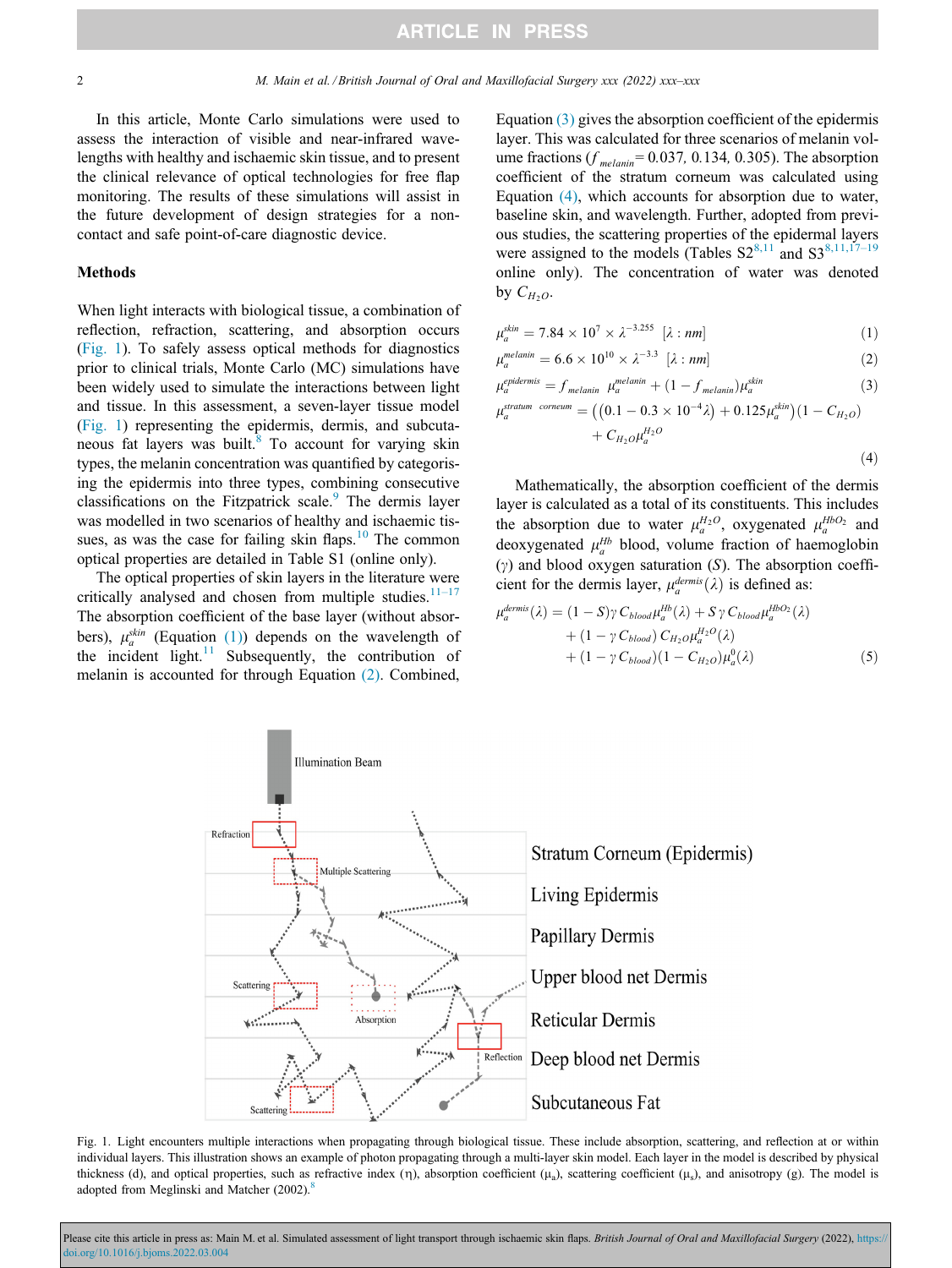In this article, Monte Carlo simulations were used to assess the interaction of visible and near-infrared wavelengths with healthy and ischaemic skin tissue, and to present the clinical relevance of optical technologies for free flap monitoring. The results of these simulations will assist in the future development of design strategies for a non-contact and safe point-of-care diagnostic device.

## Methods

When light interacts with biological tissue, a combination of reflection, refraction, scattering, and absorption occurs (Fig. 1). To safely assess optical methods for diagnostics prior to clinical trials, Monte Carlo (MC) simulations have been widely used to simulate the interactions between light and tissue. In this assessment, a seven-layer tissue model (Fig. 1) representing the epidermis, dermis, and subcutaneous fat layers was built.[8] To account for varying skin types, the melanin concentration was quantified by categorising the epidermis into three types, combining consecutive classifications on the Fitzpatrick scale.[9] The dermis layer was modelled in two scenarios of healthy and ischaemic tissues, as was the case for failing skin flaps.[10] The common optical properties are detailed in Table S1 (online only).

The optical properties of skin layers in the literature were critically analysed and chosen from multiple studies.[11–17] The absorption coefficient of the base layer (without absorbers), $\mu_a^{skin}$ (Equation (1)) depends on the wavelength of the incident light.[11] Subsequently, the contribution of melanin is accounted for through Equation (2). Combined, Equation (3) gives the absorption coefficient of the epidermis layer. This was calculated for three scenarios of melanin volume fractions ($f_{melanin}$ = 0.037, 0.134, 0.305). The absorption coefficient of the stratum corneum was calculated using Equation (4), which accounts for absorption due to water, baseline skin, and wavelength. Further, adopted from previous studies, the scattering properties of the epidermal layers were assigned to the models (Tables S2[8,11] and S3[8,11,17–19] online only). The concentration of water was denoted by $C_{H_2O}$.

$$\mu_a^{skin} = 7.84 \times 10^7 \times \lambda^{-3.255} \quad [\lambda : nm] \tag{1}$$

$$\mu_a^{melanin} = 6.6 \times 10^{10} \times \lambda^{-3.3} \quad [\lambda : nm] \tag{2}$$

$$\mu_a^{epidermis} = f_{melanin}\ \mu_a^{melanin} + (1 - f_{melanin})\mu_a^{skin} \tag{3}$$

$$\mu_a^{stratum\ \ corneum} = \left(\left(0.1 - 0.3 \times 10^{-4}\lambda\right) + 0.125\mu_a^{skin}\right)(1 - C_{H_2O}) + C_{H_2O}\mu_a^{H_2O} \tag{4}$$

Mathematically, the absorption coefficient of the dermis layer is calculated as a total of its constituents. This includes the absorption due to water $\mu_a^{H_2O}$, oxygenated $\mu_a^{HbO_2}$ and deoxygenated $\mu_a^{Hb}$ blood, volume fraction of haemoglobin ($\gamma$) and blood oxygen saturation ($S$). The absorption coefficient for the dermis layer, $\mu_a^{dermis}(\lambda)$ is defined as:

$$\mu_a^{dermis}(\lambda) = (1 - S)\gamma\, C_{blood}\mu_a^{Hb}(\lambda) + S\,\gamma\, C_{blood}\mu_a^{HbO_2}(\lambda) + (1 - \gamma\, C_{blood})\, C_{H_2O}\mu_a^{H_2O}(\lambda) + (1 - \gamma\, C_{blood})(1 - C_{H_2O})\mu_a^{0}(\lambda) \tag{5}$$

Fig. 1. Light encounters multiple interactions when propagating through biological tissue. These include absorption, scattering, and reflection at or within individual layers. This illustration shows an example of photon propagating through a multi-layer skin model. Each layer in the model is described by physical thickness (d), and optical properties, such as refractive index (η), absorption coefficient ($\mu_a$), scattering coefficient ($\mu_s$), and anisotropy (g). The model is adopted from Meglinski and Matcher (2002).[8]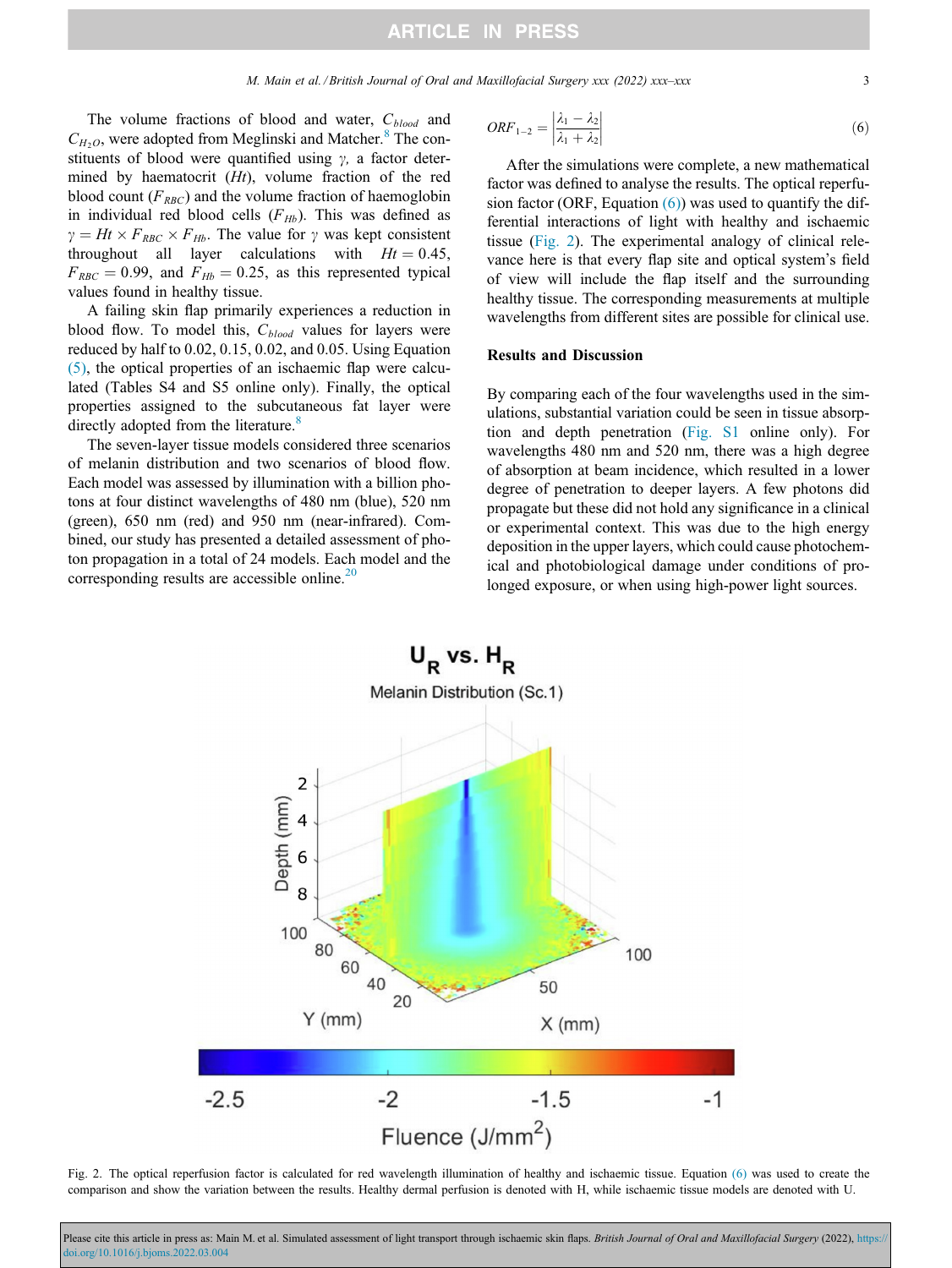The volume fractions of blood and water, $C_{blood}$ and $C_{H_2O}$, were adopted from Meglinski and Matcher.[8] The constituents of blood were quantified using $\gamma$, a factor determined by haematocrit ($Ht$), volume fraction of the red blood count ($F_{RBC}$) and the volume fraction of haemoglobin in individual red blood cells ($F_{Hb}$). This was defined as $\gamma = Ht \times F_{RBC} \times F_{Hb}$. The value for $\gamma$ was kept consistent throughout all layer calculations with $Ht = 0.45$, $F_{RBC} = 0.99$, and $F_{Hb} = 0.25$, as this represented typical values found in healthy tissue.

A failing skin flap primarily experiences a reduction in blood flow. To model this, $C_{blood}$ values for layers were reduced by half to 0.02, 0.15, 0.02, and 0.05. Using Equation (5), the optical properties of an ischaemic flap were calculated (Tables S4 and S5 online only). Finally, the optical properties assigned to the subcutaneous fat layer were directly adopted from the literature.[8]

The seven-layer tissue models considered three scenarios of melanin distribution and two scenarios of blood flow. Each model was assessed by illumination with a billion photons at four distinct wavelengths of 480 nm (blue), 520 nm (green), 650 nm (red) and 950 nm (near-infrared). Combined, our study has presented a detailed assessment of photon propagation in a total of 24 models. Each model and the corresponding results are accessible online.[20]

$$ORF_{1-2} = \left|\frac{\lambda_1 - \lambda_2}{\lambda_1 + \lambda_2}\right| \tag{6}$$

After the simulations were complete, a new mathematical factor was defined to analyse the results. The optical reperfusion factor (ORF, Equation (6)) was used to quantify the differential interactions of light with healthy and ischaemic tissue (Fig. 2). The experimental analogy of clinical relevance here is that every flap site and optical system's field of view will include the flap itself and the surrounding healthy tissue. The corresponding measurements at multiple wavelengths from different sites are possible for clinical use.

## Results and Discussion

By comparing each of the four wavelengths used in the simulations, substantial variation could be seen in tissue absorption and depth penetration (Fig. S1 online only). For wavelengths 480 nm and 520 nm, there was a high degree of absorption at beam incidence, which resulted in a lower degree of penetration to deeper layers. A few photons did propagate but these did not hold any significance in a clinical or experimental context. This was due to the high energy deposition in the upper layers, which could cause photochemical and photobiological damage under conditions of prolonged exposure, or when using high-power light sources.

Fig. 2. The optical reperfusion factor is calculated for red wavelength illumination of healthy and ischaemic tissue. Equation (6) was used to create the comparison and show the variation between the results. Healthy dermal perfusion is denoted with H, while ischaemic tissue models are denoted with U.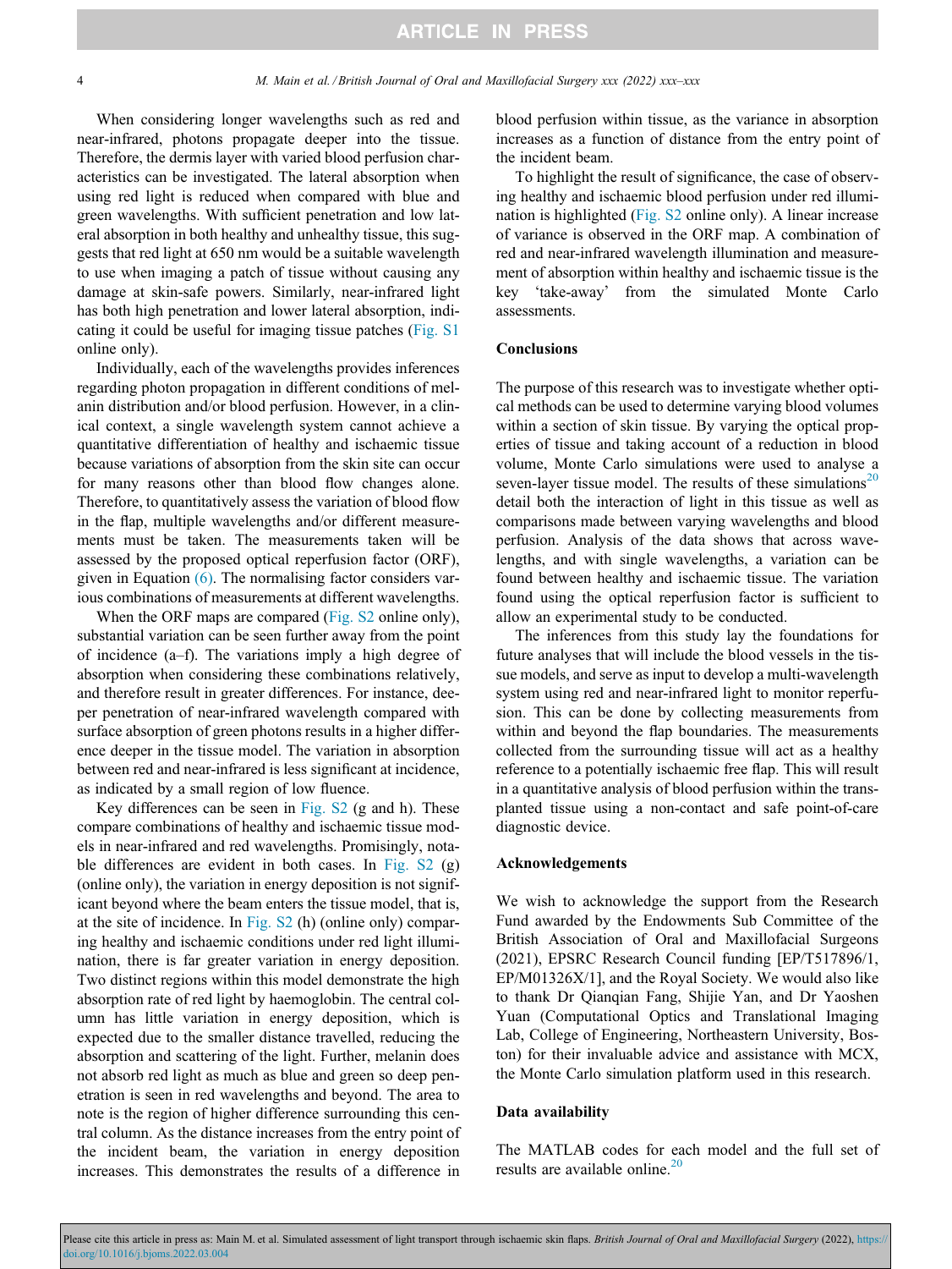When considering longer wavelengths such as red and near-infrared, photons propagate deeper into the tissue. Therefore, the dermis layer with varied blood perfusion characteristics can be investigated. The lateral absorption when using red light is reduced when compared with blue and green wavelengths. With sufficient penetration and low lateral absorption in both healthy and unhealthy tissue, this suggests that red light at 650 nm would be a suitable wavelength to use when imaging a patch of tissue without causing any damage at skin-safe powers. Similarly, near-infrared light has both high penetration and lower lateral absorption, indicating it could be useful for imaging tissue patches (Fig. S1 online only).

Individually, each of the wavelengths provides inferences regarding photon propagation in different conditions of melanin distribution and/or blood perfusion. However, in a clinical context, a single wavelength system cannot achieve a quantitative differentiation of healthy and ischaemic tissue because variations of absorption from the skin site can occur for many reasons other than blood flow changes alone. Therefore, to quantitatively assess the variation of blood flow in the flap, multiple wavelengths and/or different measurements must be taken. The measurements taken will be assessed by the proposed optical reperfusion factor (ORF), given in Equation (6). The normalising factor considers various combinations of measurements at different wavelengths.

When the ORF maps are compared (Fig. S2 online only), substantial variation can be seen further away from the point of incidence (a–f). The variations imply a high degree of absorption when considering these combinations relatively, and therefore result in greater differences. For instance, deeper penetration of near-infrared wavelength compared with surface absorption of green photons results in a higher difference deeper in the tissue model. The variation in absorption between red and near-infrared is less significant at incidence, as indicated by a small region of low fluence.

Key differences can be seen in Fig. S2 (g and h). These compare combinations of healthy and ischaemic tissue models in near-infrared and red wavelengths. Promisingly, notable differences are evident in both cases. In Fig. S2 (g) (online only), the variation in energy deposition is not significant beyond where the beam enters the tissue model, that is, at the site of incidence. In Fig. S2 (h) (online only) comparing healthy and ischaemic conditions under red light illumination, there is far greater variation in energy deposition. Two distinct regions within this model demonstrate the high absorption rate of red light by haemoglobin. The central column has little variation in energy deposition, which is expected due to the smaller distance travelled, reducing the absorption and scattering of the light. Further, melanin does not absorb red light as much as blue and green so deep penetration is seen in red wavelengths and beyond. The area to note is the region of higher difference surrounding this central column. As the distance increases from the entry point of the incident beam, the variation in energy deposition increases. This demonstrates the results of a difference in blood perfusion within tissue, as the variance in absorption increases as a function of distance from the entry point of the incident beam.

To highlight the result of significance, the case of observing healthy and ischaemic blood perfusion under red illumination is highlighted (Fig. S2 online only). A linear increase of variance is observed in the ORF map. A combination of red and near-infrared wavelength illumination and measurement of absorption within healthy and ischaemic tissue is the key 'take-away' from the simulated Monte Carlo assessments.

## Conclusions

The purpose of this research was to investigate whether optical methods can be used to determine varying blood volumes within a section of skin tissue. By varying the optical properties of tissue and taking account of a reduction in blood volume, Monte Carlo simulations were used to analyse a seven-layer tissue model. The results of these simulations[20] detail both the interaction of light in this tissue as well as comparisons made between varying wavelengths and blood perfusion. Analysis of the data shows that across wavelengths, and with single wavelengths, a variation can be found between healthy and ischaemic tissue. The variation found using the optical reperfusion factor is sufficient to allow an experimental study to be conducted.

The inferences from this study lay the foundations for future analyses that will include the blood vessels in the tissue models, and serve as input to develop a multi-wavelength system using red and near-infrared light to monitor reperfusion. This can be done by collecting measurements from within and beyond the flap boundaries. The measurements collected from the surrounding tissue will act as a healthy reference to a potentially ischaemic free flap. This will result in a quantitative analysis of blood perfusion within the transplanted tissue using a non-contact and safe point-of-care diagnostic device.

## Acknowledgements

We wish to acknowledge the support from the Research Fund awarded by the Endowments Sub Committee of the British Association of Oral and Maxillofacial Surgeons (2021), EPSRC Research Council funding [EP/T517896/1, EP/M01326X/1], and the Royal Society. We would also like to thank Dr Qianqian Fang, Shijie Yan, and Dr Yaoshen Yuan (Computational Optics and Translational Imaging Lab, College of Engineering, Northeastern University, Boston) for their invaluable advice and assistance with MCX, the Monte Carlo simulation platform used in this research.

## Data availability

The MATLAB codes for each model and the full set of results are available online.[20]

Please cite this article in press as: Main M. et al. Simulated assessment of light transport through ischaemic skin flaps. *British Journal of Oral and Maxillofacial Surgery* (2022), https://doi.org/10.1016/j.bjoms.2022.03.004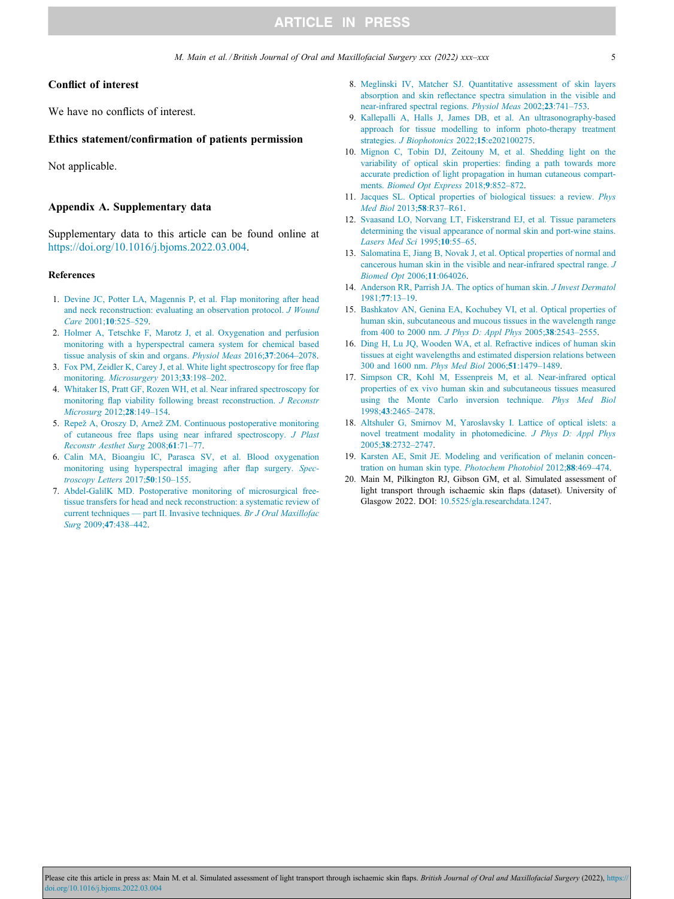## Conflict of interest

We have no conflicts of interest.

## Ethics statement/confirmation of patients permission

Not applicable.

## Appendix A. Supplementary data

Supplementary data to this article can be found online at https://doi.org/10.1016/j.bjoms.2022.03.004.

## References

1. Devine JC, Potter LA, Magennis P, et al. Flap monitoring after head and neck reconstruction: evaluating an observation protocol. *J Wound Care* 2001;**10**:525–529.
2. Holmer A, Tetschke F, Marotz J, et al. Oxygenation and perfusion monitoring with a hyperspectral camera system for chemical based tissue analysis of skin and organs. *Physiol Meas* 2016;**37**:2064–2078.
3. Fox PM, Zeidler K, Carey J, et al. White light spectroscopy for free flap monitoring. *Microsurgery* 2013;**33**:198–202.
4. Whitaker IS, Pratt GF, Rozen WH, et al. Near infrared spectroscopy for monitoring flap viability following breast reconstruction. *J Reconstr Microsurg* 2012;**28**:149–154.
5. Repež A, Oroszy D, Arnež ZM. Continuous postoperative monitoring of cutaneous free flaps using near infrared spectroscopy. *J Plast Reconstr Aesthet Surg* 2008;**61**:71–77.
6. Calin MA, Bioangiu IC, Parasca SV, et al. Blood oxygenation monitoring using hyperspectral imaging after flap surgery. *Spectroscopy Letters* 2017;**50**:150–155.
7. Abdel-GalilK MD. Postoperative monitoring of microsurgical free-tissue transfers for head and neck reconstruction: a systematic review of current techniques — part II. Invasive techniques. *Br J Oral Maxillofac Surg* 2009;**47**:438–442.
8. Meglinski IV, Matcher SJ. Quantitative assessment of skin layers absorption and skin reflectance spectra simulation in the visible and near-infrared spectral regions. *Physiol Meas* 2002;**23**:741–753.
9. Kallepalli A, Halls J, James DB, et al. An ultrasonography-based approach for tissue modelling to inform photo-therapy treatment strategies. *J Biophotonics* 2022;**15**:e202100275.
10. Mignon C, Tobin DJ, Zeitouny M, et al. Shedding light on the variability of optical skin properties: finding a path towards more accurate prediction of light propagation in human cutaneous compartments. *Biomed Opt Express* 2018;**9**:852–872.
11. Jacques SL. Optical properties of biological tissues: a review. *Phys Med Biol* 2013;**58**:R37–R61.
12. Svaasand LO, Norvang LT, Fiskerstrand EJ, et al. Tissue parameters determining the visual appearance of normal skin and port-wine stains. *Lasers Med Sci* 1995;**10**:55–65.
13. Salomatina E, Jiang B, Novak J, et al. Optical properties of normal and cancerous human skin in the visible and near-infrared spectral range. *J Biomed Opt* 2006;**11**:064026.
14. Anderson RR, Parrish JA. The optics of human skin. *J Invest Dermatol* 1981;**77**:13–19.
15. Bashkatov AN, Genina EA, Kochubey VI, et al. Optical properties of human skin, subcutaneous and mucous tissues in the wavelength range from 400 to 2000 nm. *J Phys D: Appl Phys* 2005;**38**:2543–2555.
16. Ding H, Lu JQ, Wooden WA, et al. Refractive indices of human skin tissues at eight wavelengths and estimated dispersion relations between 300 and 1600 nm. *Phys Med Biol* 2006;**51**:1479–1489.
17. Simpson CR, Kohl M, Essenpreis M, et al. Near-infrared optical properties of ex vivo human skin and subcutaneous tissues measured using the Monte Carlo inversion technique. *Phys Med Biol* 1998;**43**:2465–2478.
18. Altshuler G, Smirnov M, Yaroslavsky I. Lattice of optical islets: a novel treatment modality in photomedicine. *J Phys D: Appl Phys* 2005;**38**:2732–2747.
19. Karsten AE, Smit JE. Modeling and verification of melanin concentration on human skin type. *Photochem Photobiol* 2012;**88**:469–474.
20. Main M, Pilkington RJ, Gibson GM, et al. Simulated assessment of light transport through ischaemic skin flaps (dataset). University of Glasgow 2022. DOI: 10.5525/gla.researchdata.1247.